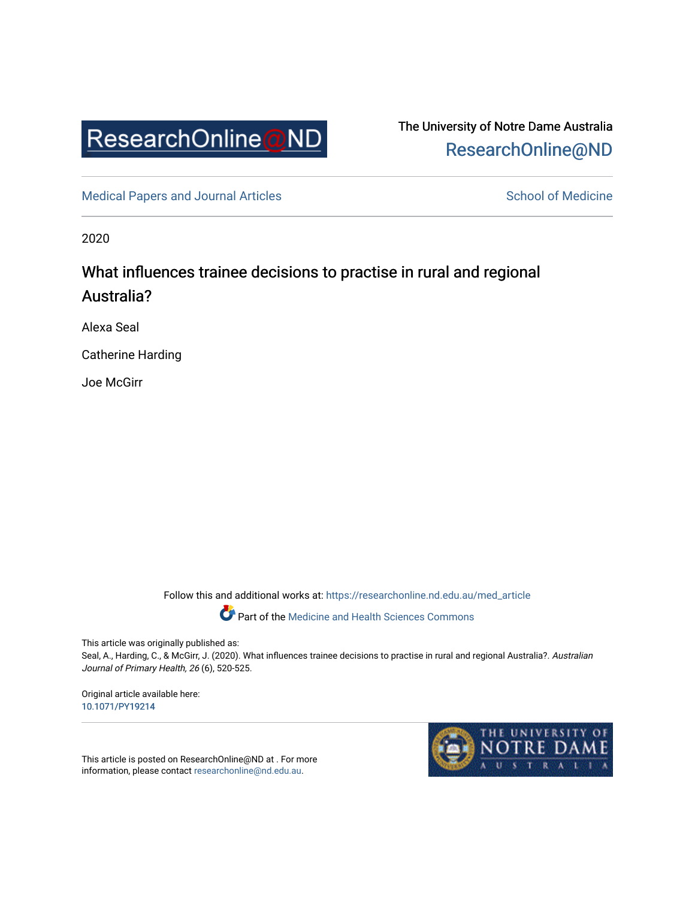ResearchOnline@ND

The University of Notre Dame Australia
ResearchOnline@ND

Medical Papers and Journal Articles | School of Medicine

2020

# What influences trainee decisions to practise in rural and regional Australia?

Alexa Seal

Catherine Harding

Joe McGirr

Follow this and additional works at: https://researchonline.nd.edu.au/med_article

Part of the Medicine and Health Sciences Commons

This article was originally published as:
Seal, A., Harding, C., & McGirr, J. (2020). What influences trainee decisions to practise in rural and regional Australia?. *Australian Journal of Primary Health, 26* (6), 520-525.

Original article available here:
10.1071/PY19214

This article is posted on ResearchOnline@ND at . For more information, please contact researchonline@nd.edu.au.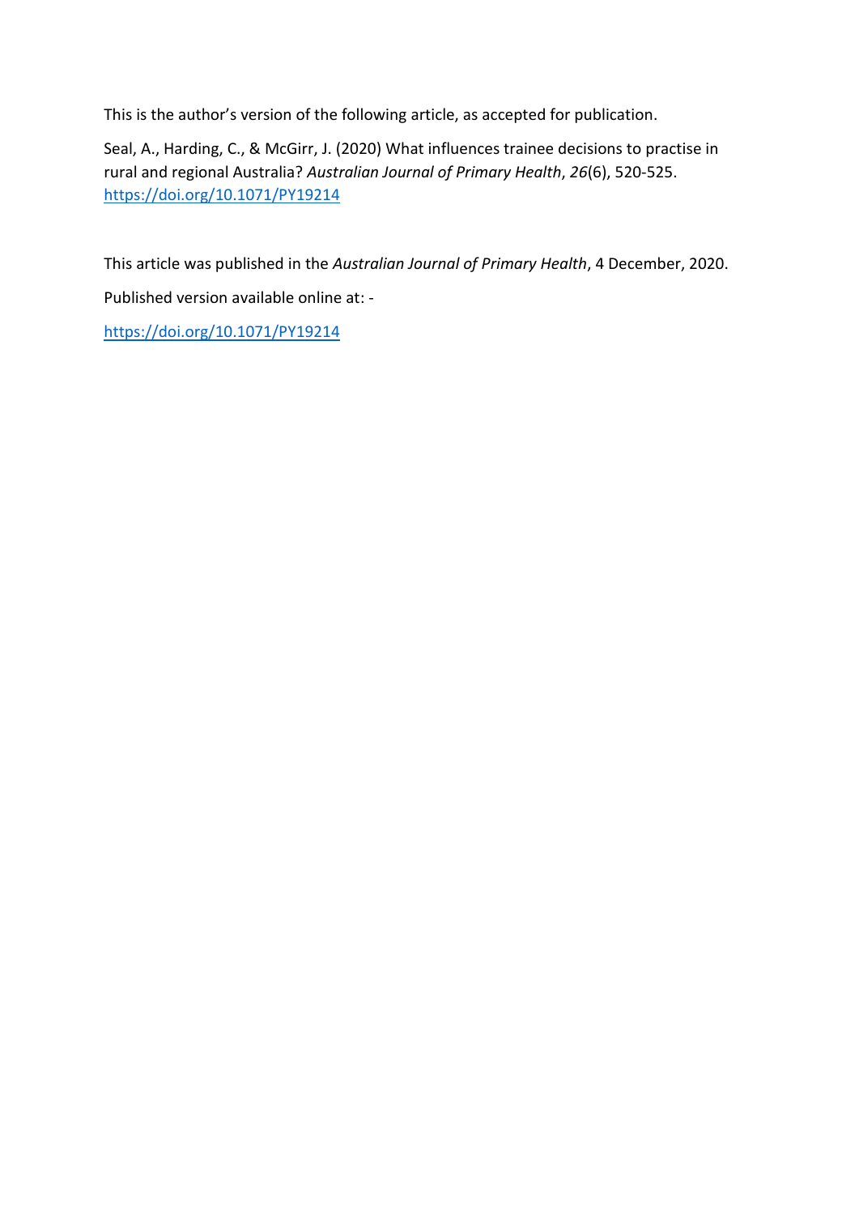This is the author's version of the following article, as accepted for publication.

Seal, A., Harding, C., & McGirr, J. (2020) What influences trainee decisions to practise in rural and regional Australia? *Australian Journal of Primary Health*, *26*(6), 520-525. https://doi.org/10.1071/PY19214

This article was published in the *Australian Journal of Primary Health*, 4 December, 2020.

Published version available online at: -

https://doi.org/10.1071/PY19214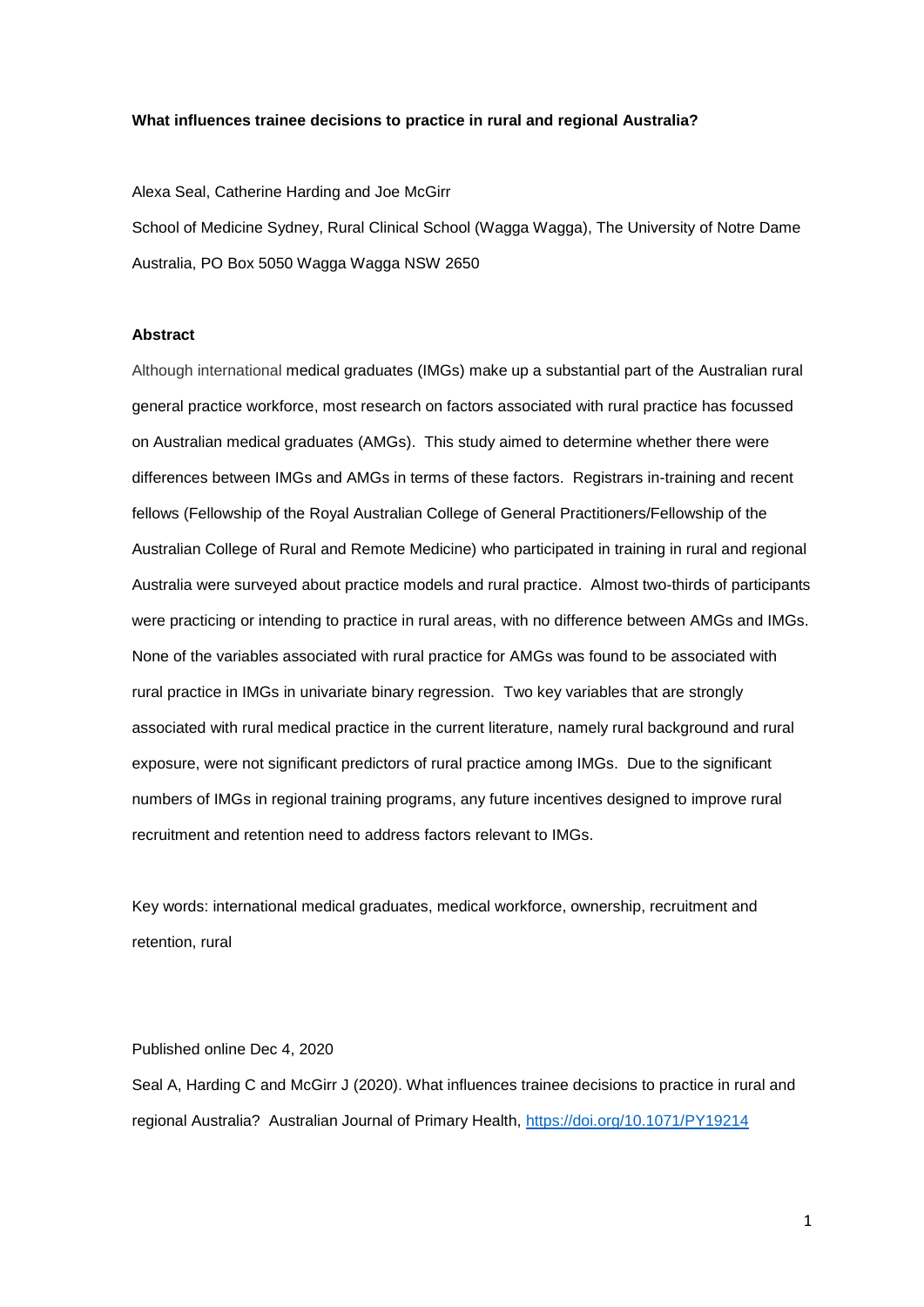**What influences trainee decisions to practice in rural and regional Australia?**

Alexa Seal, Catherine Harding and Joe McGirr

School of Medicine Sydney, Rural Clinical School (Wagga Wagga), The University of Notre Dame Australia, PO Box 5050 Wagga Wagga NSW 2650

**Abstract**

Although international medical graduates (IMGs) make up a substantial part of the Australian rural general practice workforce, most research on factors associated with rural practice has focussed on Australian medical graduates (AMGs). This study aimed to determine whether there were differences between IMGs and AMGs in terms of these factors. Registrars in-training and recent fellows (Fellowship of the Royal Australian College of General Practitioners/Fellowship of the Australian College of Rural and Remote Medicine) who participated in training in rural and regional Australia were surveyed about practice models and rural practice. Almost two-thirds of participants were practicing or intending to practice in rural areas, with no difference between AMGs and IMGs. None of the variables associated with rural practice for AMGs was found to be associated with rural practice in IMGs in univariate binary regression. Two key variables that are strongly associated with rural medical practice in the current literature, namely rural background and rural exposure, were not significant predictors of rural practice among IMGs. Due to the significant numbers of IMGs in regional training programs, any future incentives designed to improve rural recruitment and retention need to address factors relevant to IMGs.

Key words: international medical graduates, medical workforce, ownership, recruitment and retention, rural

Published online Dec 4, 2020

Seal A, Harding C and McGirr J (2020). What influences trainee decisions to practice in rural and regional Australia? Australian Journal of Primary Health, https://doi.org/10.1071/PY19214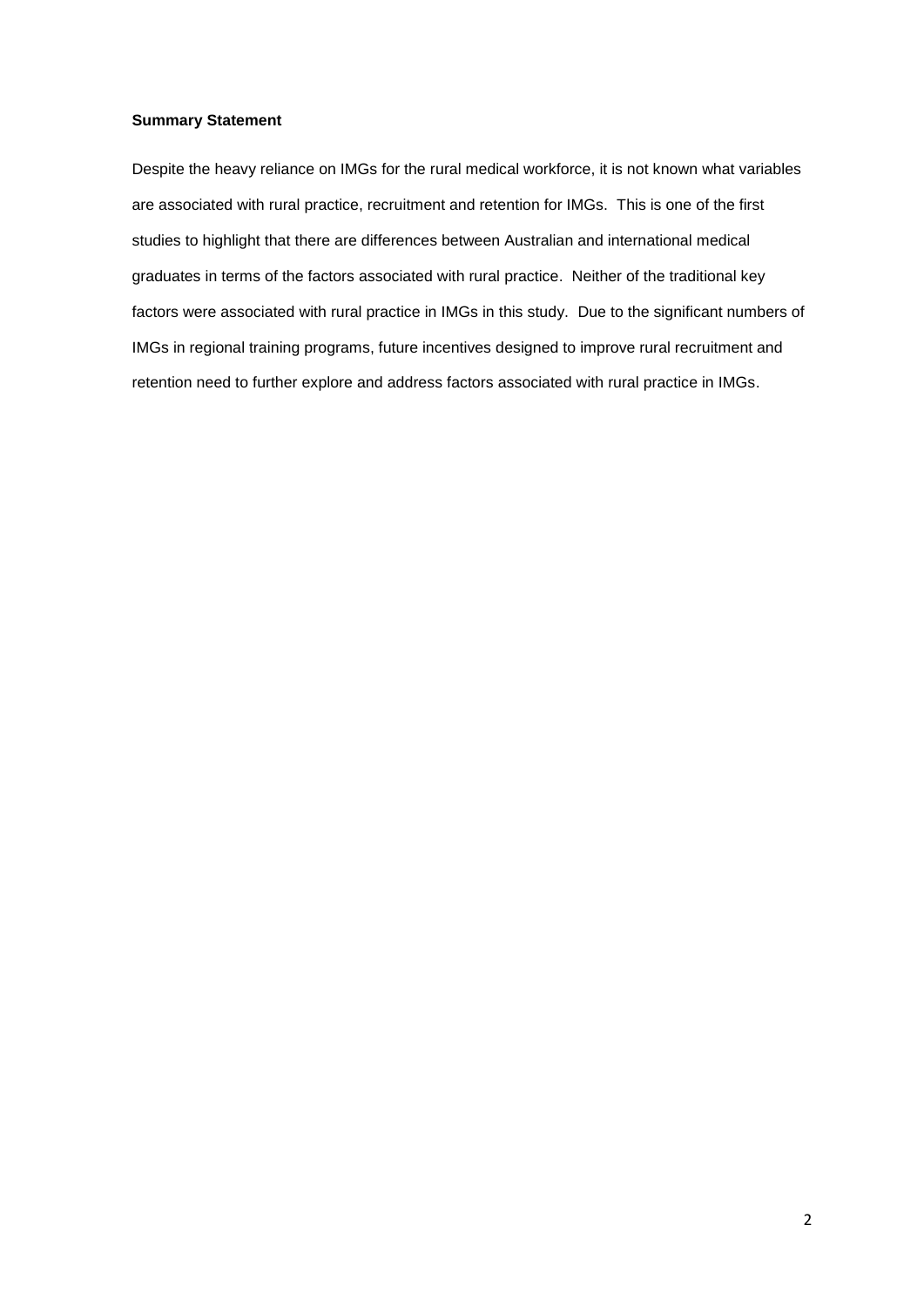**Summary Statement**

Despite the heavy reliance on IMGs for the rural medical workforce, it is not known what variables are associated with rural practice, recruitment and retention for IMGs. This is one of the first studies to highlight that there are differences between Australian and international medical graduates in terms of the factors associated with rural practice. Neither of the traditional key factors were associated with rural practice in IMGs in this study. Due to the significant numbers of IMGs in regional training programs, future incentives designed to improve rural recruitment and retention need to further explore and address factors associated with rural practice in IMGs.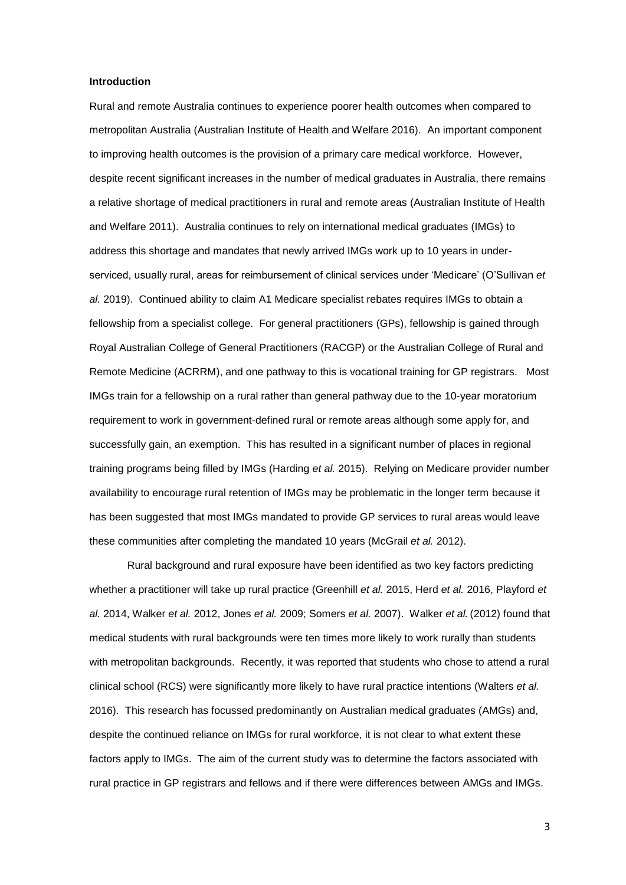**Introduction**

Rural and remote Australia continues to experience poorer health outcomes when compared to metropolitan Australia (Australian Institute of Health and Welfare 2016). An important component to improving health outcomes is the provision of a primary care medical workforce. However, despite recent significant increases in the number of medical graduates in Australia, there remains a relative shortage of medical practitioners in rural and remote areas (Australian Institute of Health and Welfare 2011). Australia continues to rely on international medical graduates (IMGs) to address this shortage and mandates that newly arrived IMGs work up to 10 years in under-serviced, usually rural, areas for reimbursement of clinical services under 'Medicare' (O'Sullivan *et al.* 2019). Continued ability to claim A1 Medicare specialist rebates requires IMGs to obtain a fellowship from a specialist college. For general practitioners (GPs), fellowship is gained through Royal Australian College of General Practitioners (RACGP) or the Australian College of Rural and Remote Medicine (ACRRM), and one pathway to this is vocational training for GP registrars. Most IMGs train for a fellowship on a rural rather than general pathway due to the 10-year moratorium requirement to work in government-defined rural or remote areas although some apply for, and successfully gain, an exemption. This has resulted in a significant number of places in regional training programs being filled by IMGs (Harding *et al.* 2015). Relying on Medicare provider number availability to encourage rural retention of IMGs may be problematic in the longer term because it has been suggested that most IMGs mandated to provide GP services to rural areas would leave these communities after completing the mandated 10 years (McGrail *et al.* 2012).

Rural background and rural exposure have been identified as two key factors predicting whether a practitioner will take up rural practice (Greenhill *et al.* 2015, Herd *et al.* 2016, Playford *et al.* 2014, Walker *et al.* 2012, Jones *et al.* 2009; Somers *et al.* 2007). Walker *et al.* (2012) found that medical students with rural backgrounds were ten times more likely to work rurally than students with metropolitan backgrounds. Recently, it was reported that students who chose to attend a rural clinical school (RCS) were significantly more likely to have rural practice intentions (Walters *et al.* 2016). This research has focussed predominantly on Australian medical graduates (AMGs) and, despite the continued reliance on IMGs for rural workforce, it is not clear to what extent these factors apply to IMGs. The aim of the current study was to determine the factors associated with rural practice in GP registrars and fellows and if there were differences between AMGs and IMGs.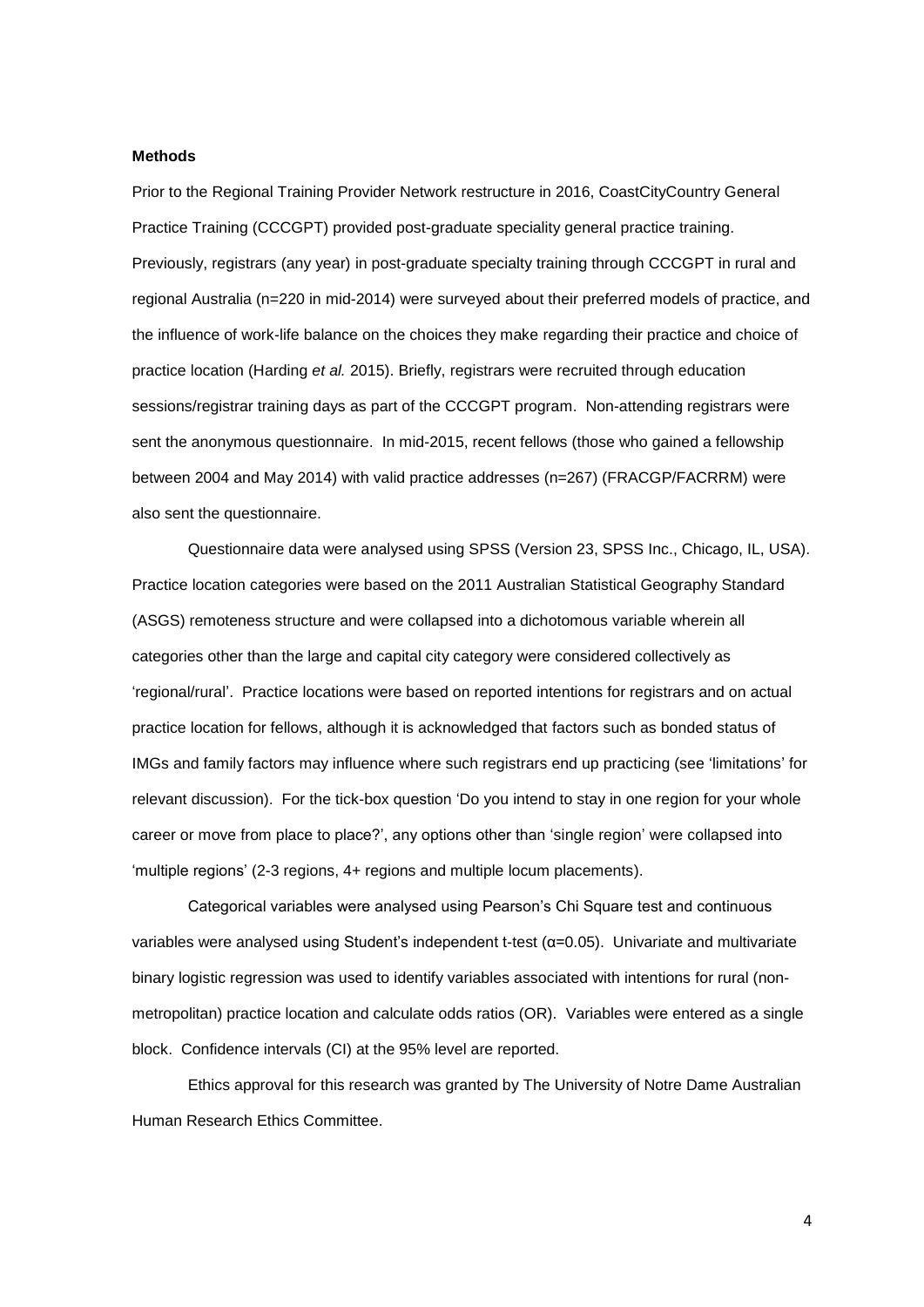**Methods**

Prior to the Regional Training Provider Network restructure in 2016, CoastCityCountry General Practice Training (CCCGPT) provided post-graduate speciality general practice training. Previously, registrars (any year) in post-graduate specialty training through CCCGPT in rural and regional Australia (n=220 in mid-2014) were surveyed about their preferred models of practice, and the influence of work-life balance on the choices they make regarding their practice and choice of practice location (Harding *et al.* 2015). Briefly, registrars were recruited through education sessions/registrar training days as part of the CCCGPT program. Non-attending registrars were sent the anonymous questionnaire. In mid-2015, recent fellows (those who gained a fellowship between 2004 and May 2014) with valid practice addresses (n=267) (FRACGP/FACRRM) were also sent the questionnaire.

Questionnaire data were analysed using SPSS (Version 23, SPSS Inc., Chicago, IL, USA). Practice location categories were based on the 2011 Australian Statistical Geography Standard (ASGS) remoteness structure and were collapsed into a dichotomous variable wherein all categories other than the large and capital city category were considered collectively as 'regional/rural'. Practice locations were based on reported intentions for registrars and on actual practice location for fellows, although it is acknowledged that factors such as bonded status of IMGs and family factors may influence where such registrars end up practicing (see 'limitations' for relevant discussion). For the tick-box question 'Do you intend to stay in one region for your whole career or move from place to place?', any options other than 'single region' were collapsed into 'multiple regions' (2-3 regions, 4+ regions and multiple locum placements).

Categorical variables were analysed using Pearson's Chi Square test and continuous variables were analysed using Student's independent t-test ($\alpha$=0.05). Univariate and multivariate binary logistic regression was used to identify variables associated with intentions for rural (non-metropolitan) practice location and calculate odds ratios (OR). Variables were entered as a single block. Confidence intervals (CI) at the 95% level are reported.

Ethics approval for this research was granted by The University of Notre Dame Australian Human Research Ethics Committee.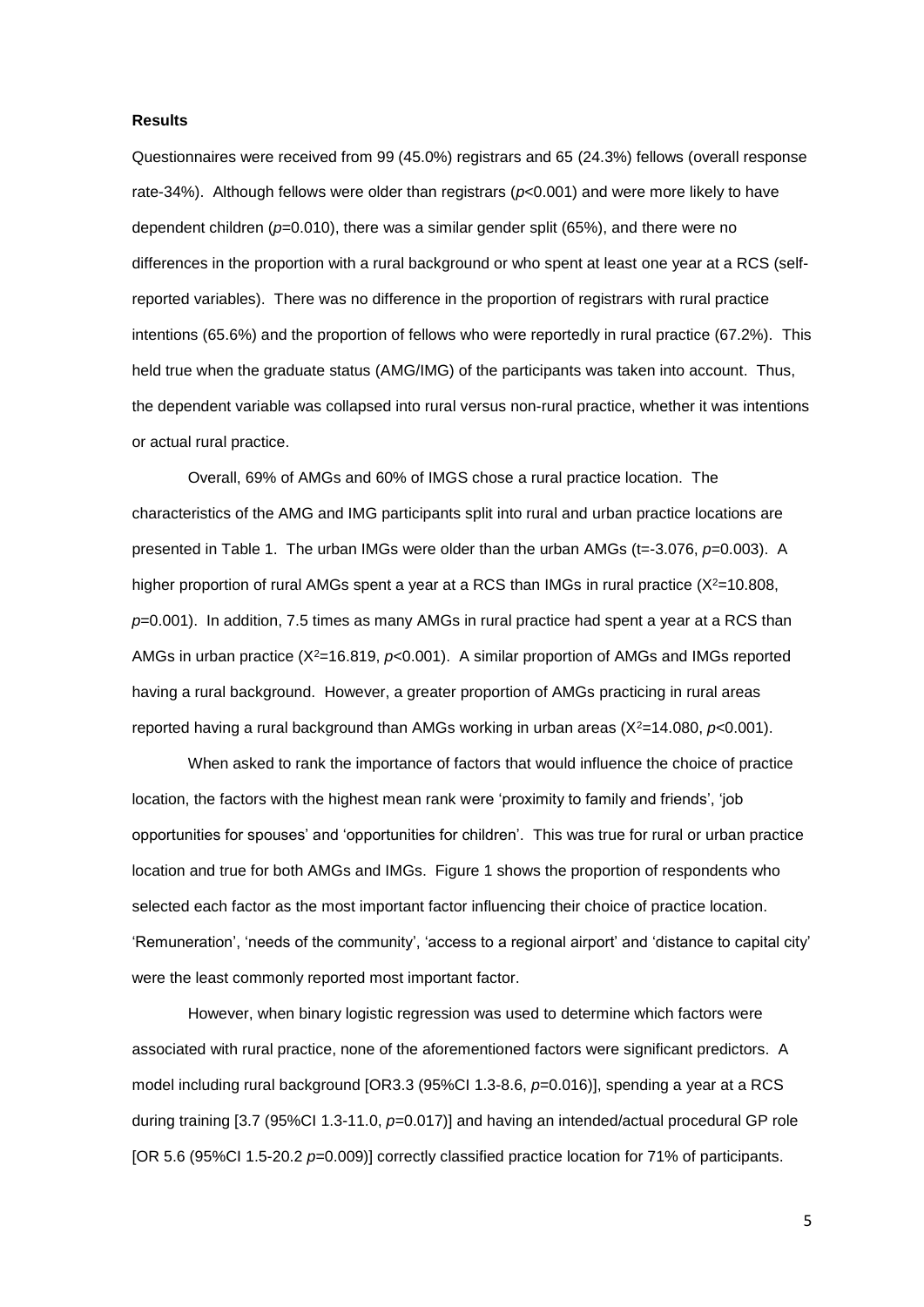**Results**

Questionnaires were received from 99 (45.0%) registrars and 65 (24.3%) fellows (overall response rate-34%). Although fellows were older than registrars ($p$<0.001) and were more likely to have dependent children ($p$=0.010), there was a similar gender split (65%), and there were no differences in the proportion with a rural background or who spent at least one year at a RCS (self-reported variables). There was no difference in the proportion of registrars with rural practice intentions (65.6%) and the proportion of fellows who were reportedly in rural practice (67.2%). This held true when the graduate status (AMG/IMG) of the participants was taken into account. Thus, the dependent variable was collapsed into rural versus non-rural practice, whether it was intentions or actual rural practice.

Overall, 69% of AMGs and 60% of IMGS chose a rural practice location. The characteristics of the AMG and IMG participants split into rural and urban practice locations are presented in Table 1. The urban IMGs were older than the urban AMGs (t=-3.076, $p$=0.003). A higher proportion of rural AMGs spent a year at a RCS than IMGs in rural practice ($X^2$=10.808, $p$=0.001). In addition, 7.5 times as many AMGs in rural practice had spent a year at a RCS than AMGs in urban practice ($X^2$=16.819, $p$<0.001). A similar proportion of AMGs and IMGs reported having a rural background. However, a greater proportion of AMGs practicing in rural areas reported having a rural background than AMGs working in urban areas ($X^2$=14.080, $p$<0.001).

When asked to rank the importance of factors that would influence the choice of practice location, the factors with the highest mean rank were 'proximity to family and friends', 'job opportunities for spouses' and 'opportunities for children'. This was true for rural or urban practice location and true for both AMGs and IMGs. Figure 1 shows the proportion of respondents who selected each factor as the most important factor influencing their choice of practice location. 'Remuneration', 'needs of the community', 'access to a regional airport' and 'distance to capital city' were the least commonly reported most important factor.

However, when binary logistic regression was used to determine which factors were associated with rural practice, none of the aforementioned factors were significant predictors. A model including rural background [OR3.3 (95%CI 1.3-8.6, $p$=0.016)], spending a year at a RCS during training [3.7 (95%CI 1.3-11.0, $p$=0.017)] and having an intended/actual procedural GP role [OR 5.6 (95%CI 1.5-20.2 $p$=0.009)] correctly classified practice location for 71% of participants.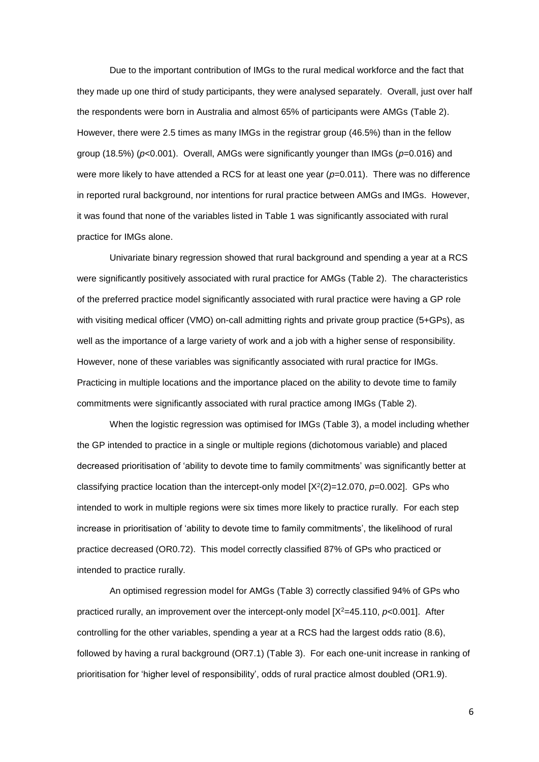Due to the important contribution of IMGs to the rural medical workforce and the fact that they made up one third of study participants, they were analysed separately. Overall, just over half the respondents were born in Australia and almost 65% of participants were AMGs (Table 2). However, there were 2.5 times as many IMGs in the registrar group (46.5%) than in the fellow group (18.5%) ($p$<0.001). Overall, AMGs were significantly younger than IMGs ($p$=0.016) and were more likely to have attended a RCS for at least one year ($p$=0.011). There was no difference in reported rural background, nor intentions for rural practice between AMGs and IMGs. However, it was found that none of the variables listed in Table 1 was significantly associated with rural practice for IMGs alone.

Univariate binary regression showed that rural background and spending a year at a RCS were significantly positively associated with rural practice for AMGs (Table 2). The characteristics of the preferred practice model significantly associated with rural practice were having a GP role with visiting medical officer (VMO) on-call admitting rights and private group practice (5+GPs), as well as the importance of a large variety of work and a job with a higher sense of responsibility. However, none of these variables was significantly associated with rural practice for IMGs. Practicing in multiple locations and the importance placed on the ability to devote time to family commitments were significantly associated with rural practice among IMGs (Table 2).

When the logistic regression was optimised for IMGs (Table 3), a model including whether the GP intended to practice in a single or multiple regions (dichotomous variable) and placed decreased prioritisation of 'ability to devote time to family commitments' was significantly better at classifying practice location than the intercept-only model [$X^2(2)=12.070$, $p=0.002$]. GPs who intended to work in multiple regions were six times more likely to practice rurally. For each step increase in prioritisation of 'ability to devote time to family commitments', the likelihood of rural practice decreased (OR0.72). This model correctly classified 87% of GPs who practiced or intended to practice rurally.

An optimised regression model for AMGs (Table 3) correctly classified 94% of GPs who practiced rurally, an improvement over the intercept-only model [$X^2=45.110$, $p<0.001$]. After controlling for the other variables, spending a year at a RCS had the largest odds ratio (8.6), followed by having a rural background (OR7.1) (Table 3). For each one-unit increase in ranking of prioritisation for 'higher level of responsibility', odds of rural practice almost doubled (OR1.9).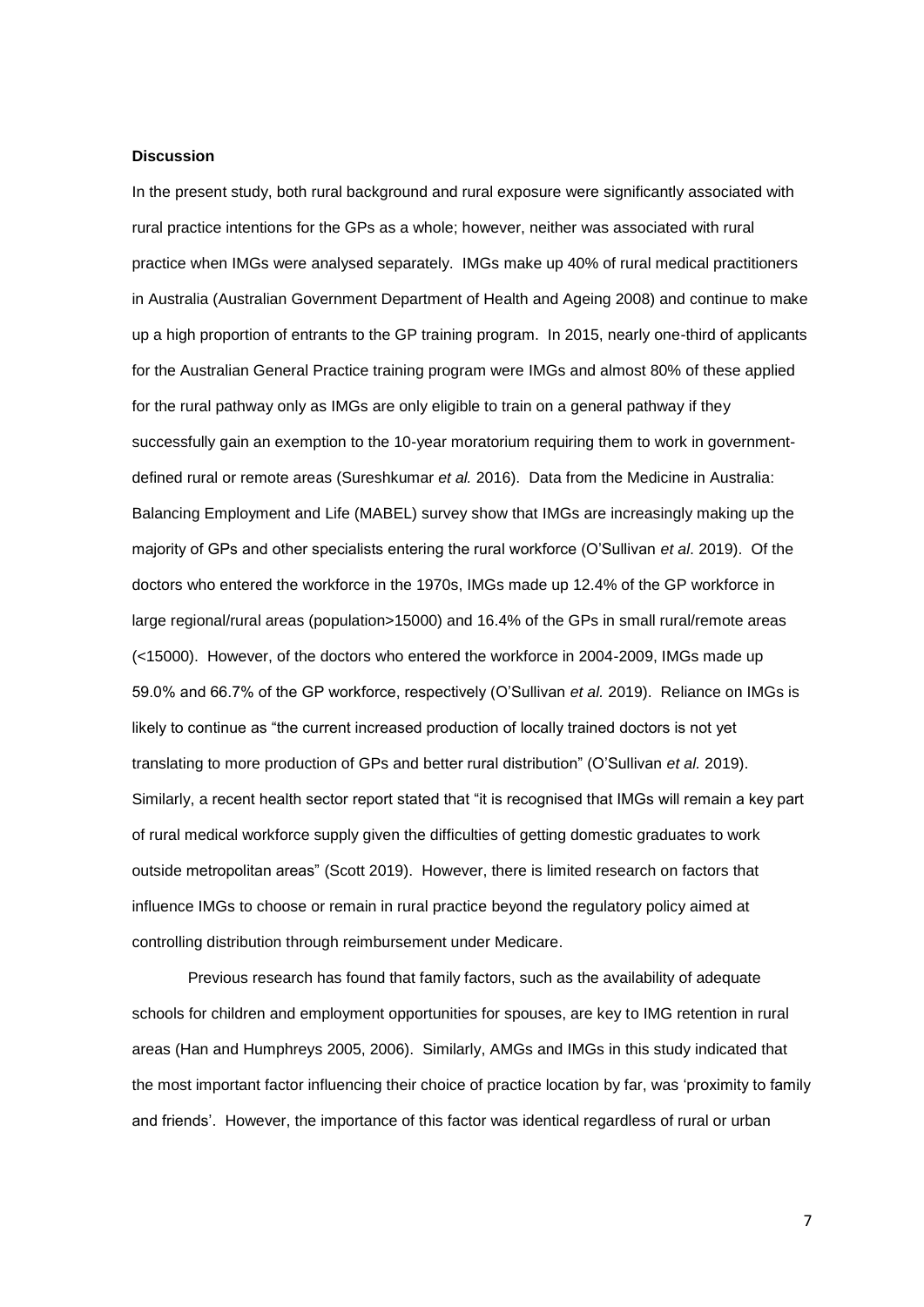**Discussion**

In the present study, both rural background and rural exposure were significantly associated with rural practice intentions for the GPs as a whole; however, neither was associated with rural practice when IMGs were analysed separately. IMGs make up 40% of rural medical practitioners in Australia (Australian Government Department of Health and Ageing 2008) and continue to make up a high proportion of entrants to the GP training program. In 2015, nearly one-third of applicants for the Australian General Practice training program were IMGs and almost 80% of these applied for the rural pathway only as IMGs are only eligible to train on a general pathway if they successfully gain an exemption to the 10-year moratorium requiring them to work in government-defined rural or remote areas (Sureshkumar *et al.* 2016). Data from the Medicine in Australia: Balancing Employment and Life (MABEL) survey show that IMGs are increasingly making up the majority of GPs and other specialists entering the rural workforce (O'Sullivan *et al*. 2019). Of the doctors who entered the workforce in the 1970s, IMGs made up 12.4% of the GP workforce in large regional/rural areas (population>15000) and 16.4% of the GPs in small rural/remote areas (<15000). However, of the doctors who entered the workforce in 2004-2009, IMGs made up 59.0% and 66.7% of the GP workforce, respectively (O'Sullivan *et al.* 2019). Reliance on IMGs is likely to continue as "the current increased production of locally trained doctors is not yet translating to more production of GPs and better rural distribution" (O'Sullivan *et al.* 2019). Similarly, a recent health sector report stated that "it is recognised that IMGs will remain a key part of rural medical workforce supply given the difficulties of getting domestic graduates to work outside metropolitan areas" (Scott 2019). However, there is limited research on factors that influence IMGs to choose or remain in rural practice beyond the regulatory policy aimed at controlling distribution through reimbursement under Medicare.

Previous research has found that family factors, such as the availability of adequate schools for children and employment opportunities for spouses, are key to IMG retention in rural areas (Han and Humphreys 2005, 2006). Similarly, AMGs and IMGs in this study indicated that the most important factor influencing their choice of practice location by far, was 'proximity to family and friends'. However, the importance of this factor was identical regardless of rural or urban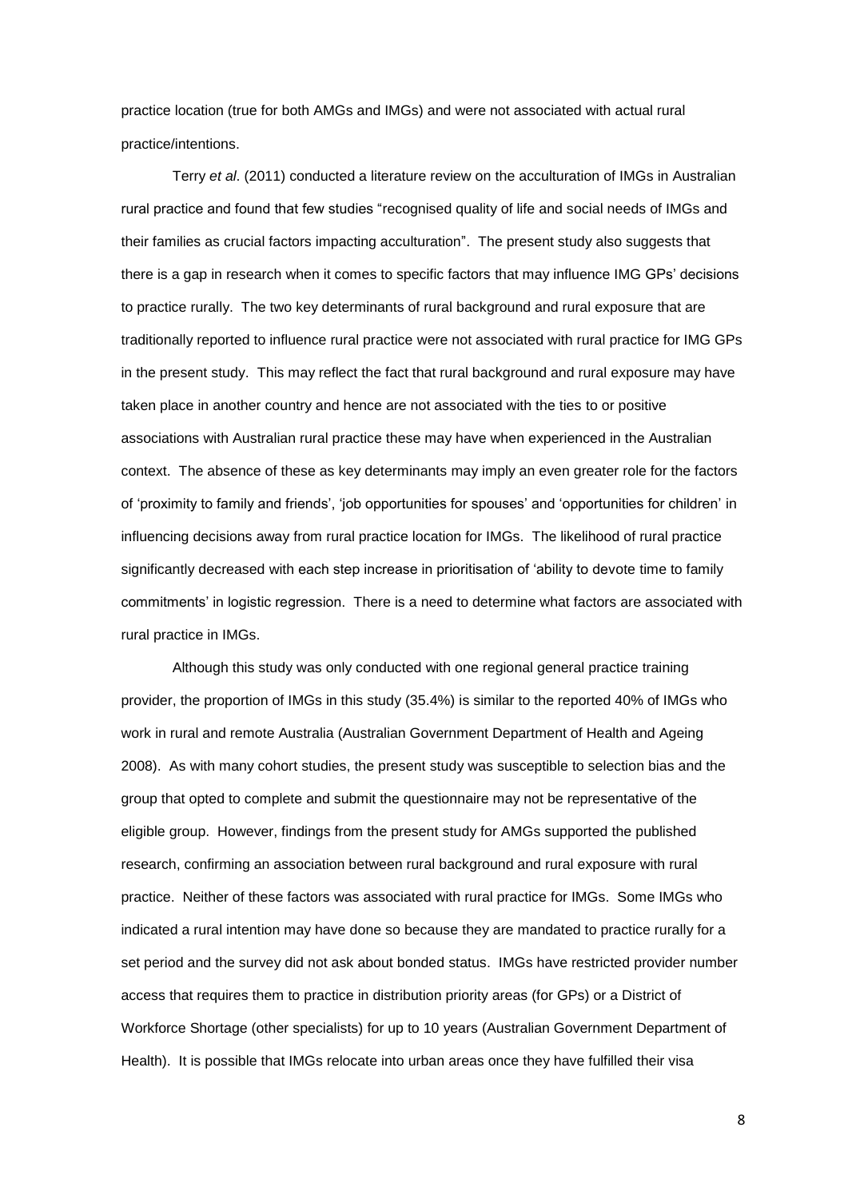practice location (true for both AMGs and IMGs) and were not associated with actual rural practice/intentions.

Terry *et al*. (2011) conducted a literature review on the acculturation of IMGs in Australian rural practice and found that few studies "recognised quality of life and social needs of IMGs and their families as crucial factors impacting acculturation". The present study also suggests that there is a gap in research when it comes to specific factors that may influence IMG GPs' decisions to practice rurally. The two key determinants of rural background and rural exposure that are traditionally reported to influence rural practice were not associated with rural practice for IMG GPs in the present study. This may reflect the fact that rural background and rural exposure may have taken place in another country and hence are not associated with the ties to or positive associations with Australian rural practice these may have when experienced in the Australian context. The absence of these as key determinants may imply an even greater role for the factors of 'proximity to family and friends', 'job opportunities for spouses' and 'opportunities for children' in influencing decisions away from rural practice location for IMGs. The likelihood of rural practice significantly decreased with each step increase in prioritisation of 'ability to devote time to family commitments' in logistic regression. There is a need to determine what factors are associated with rural practice in IMGs.

Although this study was only conducted with one regional general practice training provider, the proportion of IMGs in this study (35.4%) is similar to the reported 40% of IMGs who work in rural and remote Australia (Australian Government Department of Health and Ageing 2008). As with many cohort studies, the present study was susceptible to selection bias and the group that opted to complete and submit the questionnaire may not be representative of the eligible group. However, findings from the present study for AMGs supported the published research, confirming an association between rural background and rural exposure with rural practice. Neither of these factors was associated with rural practice for IMGs. Some IMGs who indicated a rural intention may have done so because they are mandated to practice rurally for a set period and the survey did not ask about bonded status. IMGs have restricted provider number access that requires them to practice in distribution priority areas (for GPs) or a District of Workforce Shortage (other specialists) for up to 10 years (Australian Government Department of Health). It is possible that IMGs relocate into urban areas once they have fulfilled their visa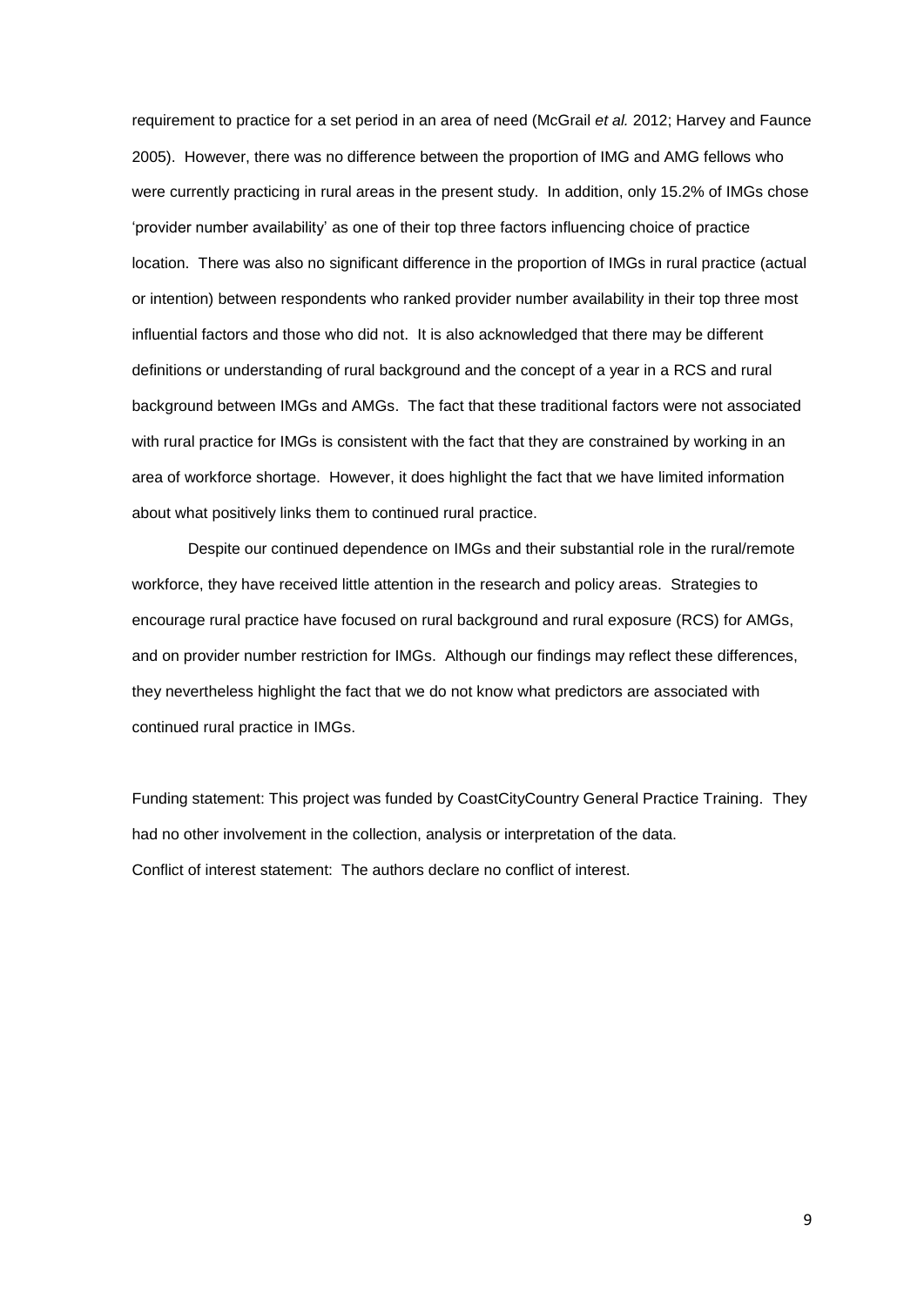requirement to practice for a set period in an area of need (McGrail *et al.* 2012; Harvey and Faunce 2005). However, there was no difference between the proportion of IMG and AMG fellows who were currently practicing in rural areas in the present study. In addition, only 15.2% of IMGs chose 'provider number availability' as one of their top three factors influencing choice of practice location. There was also no significant difference in the proportion of IMGs in rural practice (actual or intention) between respondents who ranked provider number availability in their top three most influential factors and those who did not. It is also acknowledged that there may be different definitions or understanding of rural background and the concept of a year in a RCS and rural background between IMGs and AMGs. The fact that these traditional factors were not associated with rural practice for IMGs is consistent with the fact that they are constrained by working in an area of workforce shortage. However, it does highlight the fact that we have limited information about what positively links them to continued rural practice.

Despite our continued dependence on IMGs and their substantial role in the rural/remote workforce, they have received little attention in the research and policy areas. Strategies to encourage rural practice have focused on rural background and rural exposure (RCS) for AMGs, and on provider number restriction for IMGs. Although our findings may reflect these differences, they nevertheless highlight the fact that we do not know what predictors are associated with continued rural practice in IMGs.

Funding statement: This project was funded by CoastCityCountry General Practice Training. They had no other involvement in the collection, analysis or interpretation of the data.

Conflict of interest statement: The authors declare no conflict of interest.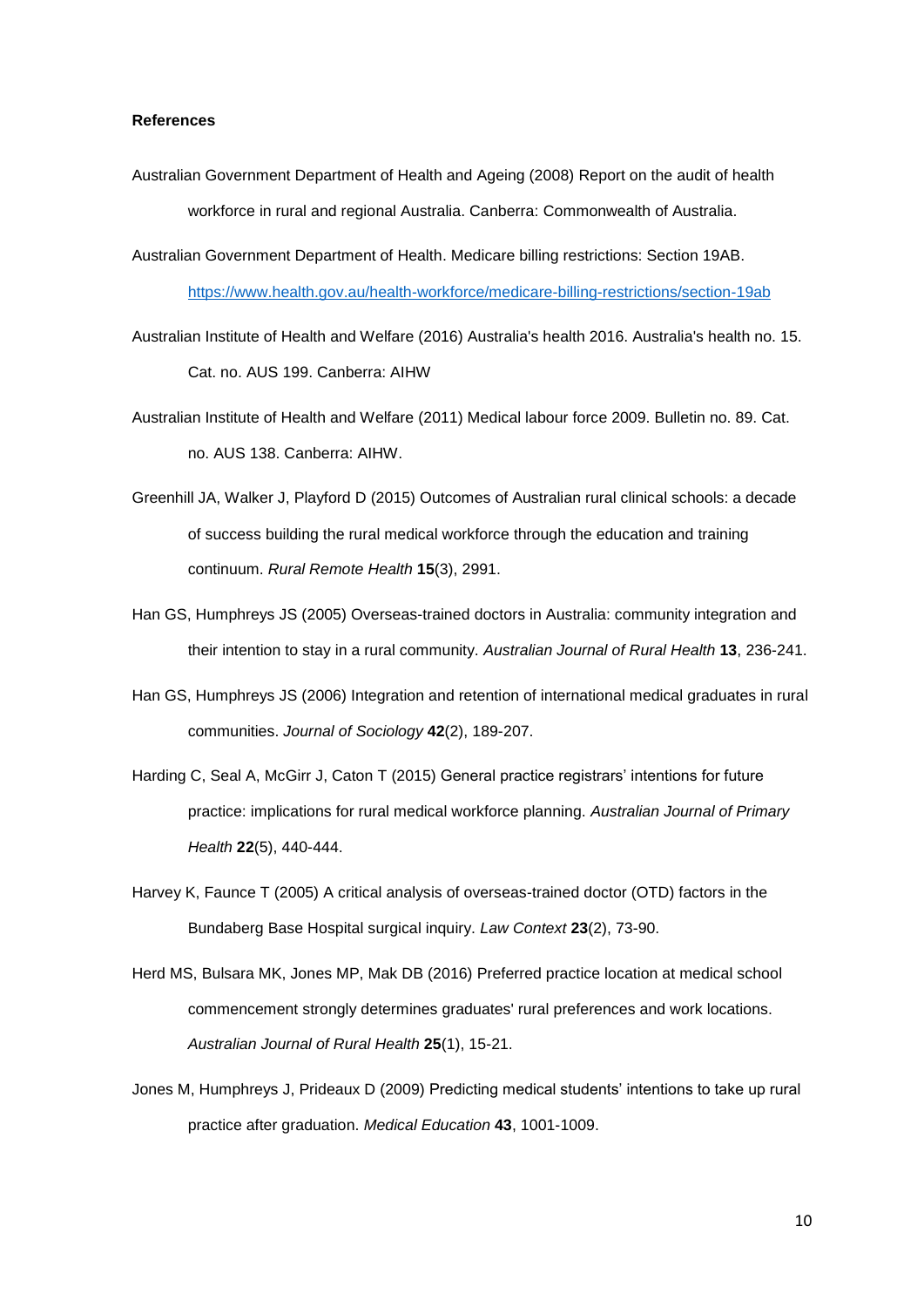**References**

Australian Government Department of Health and Ageing (2008) Report on the audit of health workforce in rural and regional Australia. Canberra: Commonwealth of Australia.

Australian Government Department of Health. Medicare billing restrictions: Section 19AB. https://www.health.gov.au/health-workforce/medicare-billing-restrictions/section-19ab

Australian Institute of Health and Welfare (2016) Australia's health 2016. Australia's health no. 15. Cat. no. AUS 199. Canberra: AIHW

Australian Institute of Health and Welfare (2011) Medical labour force 2009. Bulletin no. 89. Cat. no. AUS 138. Canberra: AIHW.

Greenhill JA, Walker J, Playford D (2015) Outcomes of Australian rural clinical schools: a decade of success building the rural medical workforce through the education and training continuum. *Rural Remote Health* **15**(3), 2991.

Han GS, Humphreys JS (2005) Overseas-trained doctors in Australia: community integration and their intention to stay in a rural community. *Australian Journal of Rural Health* **13**, 236-241.

Han GS, Humphreys JS (2006) Integration and retention of international medical graduates in rural communities. *Journal of Sociology* **42**(2), 189-207.

Harding C, Seal A, McGirr J, Caton T (2015) General practice registrars' intentions for future practice: implications for rural medical workforce planning. *Australian Journal of Primary Health* **22**(5), 440-444.

Harvey K, Faunce T (2005) A critical analysis of overseas-trained doctor (OTD) factors in the Bundaberg Base Hospital surgical inquiry. *Law Context* **23**(2), 73-90.

Herd MS, Bulsara MK, Jones MP, Mak DB (2016) Preferred practice location at medical school commencement strongly determines graduates' rural preferences and work locations. *Australian Journal of Rural Health* **25**(1), 15-21.

Jones M, Humphreys J, Prideaux D (2009) Predicting medical students' intentions to take up rural practice after graduation. *Medical Education* **43**, 1001-1009.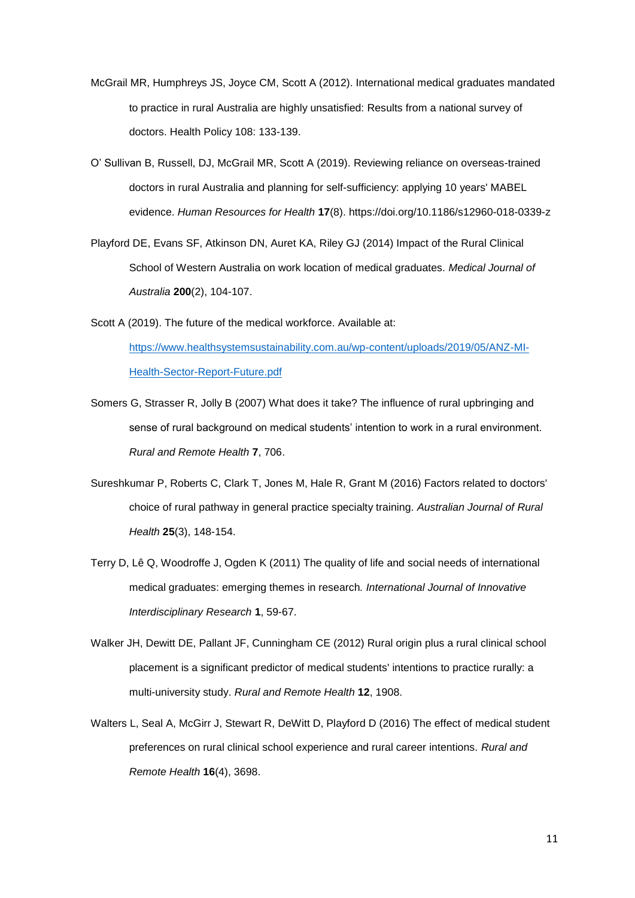McGrail MR, Humphreys JS, Joyce CM, Scott A (2012). International medical graduates mandated to practice in rural Australia are highly unsatisfied: Results from a national survey of doctors. Health Policy 108: 133-139.

O' Sullivan B, Russell, DJ, McGrail MR, Scott A (2019). Reviewing reliance on overseas-trained doctors in rural Australia and planning for self-sufficiency: applying 10 years' MABEL evidence. *Human Resources for Health* **17**(8). https://doi.org/10.1186/s12960-018-0339-z

Playford DE, Evans SF, Atkinson DN, Auret KA, Riley GJ (2014) Impact of the Rural Clinical School of Western Australia on work location of medical graduates. *Medical Journal of Australia* **200**(2), 104-107.

Scott A (2019). The future of the medical workforce. Available at: [https://www.healthsystemsustainability.com.au/wp-content/uploads/2019/05/ANZ-MI-Health-Sector-Report-Future.pdf](https://www.healthsystemsustainability.com.au/wp-content/uploads/2019/05/ANZ-MI-Health-Sector-Report-Future.pdf)

Somers G, Strasser R, Jolly B (2007) What does it take? The influence of rural upbringing and sense of rural background on medical students' intention to work in a rural environment. *Rural and Remote Health* **7**, 706.

Sureshkumar P, Roberts C, Clark T, Jones M, Hale R, Grant M (2016) Factors related to doctors' choice of rural pathway in general practice specialty training. *Australian Journal of Rural Health* **25**(3), 148-154.

Terry D, Lê Q, Woodroffe J, Ogden K (2011) The quality of life and social needs of international medical graduates: emerging themes in research. *International Journal of Innovative Interdisciplinary Research* **1**, 59-67.

Walker JH, Dewitt DE, Pallant JF, Cunningham CE (2012) Rural origin plus a rural clinical school placement is a significant predictor of medical students' intentions to practice rurally: a multi-university study. *Rural and Remote Health* **12**, 1908.

Walters L, Seal A, McGirr J, Stewart R, DeWitt D, Playford D (2016) The effect of medical student preferences on rural clinical school experience and rural career intentions. *Rural and Remote Health* **16**(4), 3698.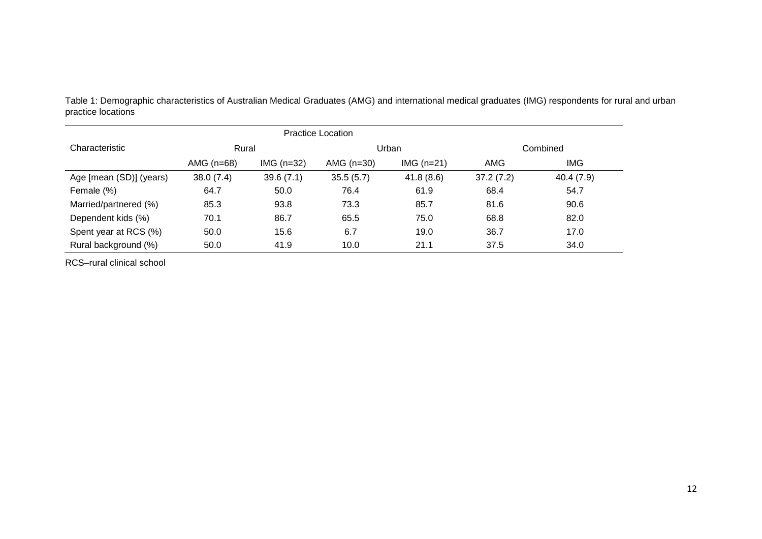Table 1: Demographic characteristics of Australian Medical Graduates (AMG) and international medical graduates (IMG) respondents for rural and urban practice locations

| Characteristic | Practice Location | | | | | |
|---|---|---|---|---|---|---|
| | Rural | | Urban | | Combined | |
| | AMG (n=68) | IMG (n=32) | AMG (n=30) | IMG (n=21) | AMG | IMG |
| Age [mean (SD)] (years) | 38.0 (7.4) | 39.6 (7.1) | 35.5 (5.7) | 41.8 (8.6) | 37.2 (7.2) | 40.4 (7.9) |
| Female (%) | 64.7 | 50.0 | 76.4 | 61.9 | 68.4 | 54.7 |
| Married/partnered (%) | 85.3 | 93.8 | 73.3 | 85.7 | 81.6 | 90.6 |
| Dependent kids (%) | 70.1 | 86.7 | 65.5 | 75.0 | 68.8 | 82.0 |
| Spent year at RCS (%) | 50.0 | 15.6 | 6.7 | 19.0 | 36.7 | 17.0 |
| Rural background (%) | 50.0 | 41.9 | 10.0 | 21.1 | 37.5 | 34.0 |

RCS–rural clinical school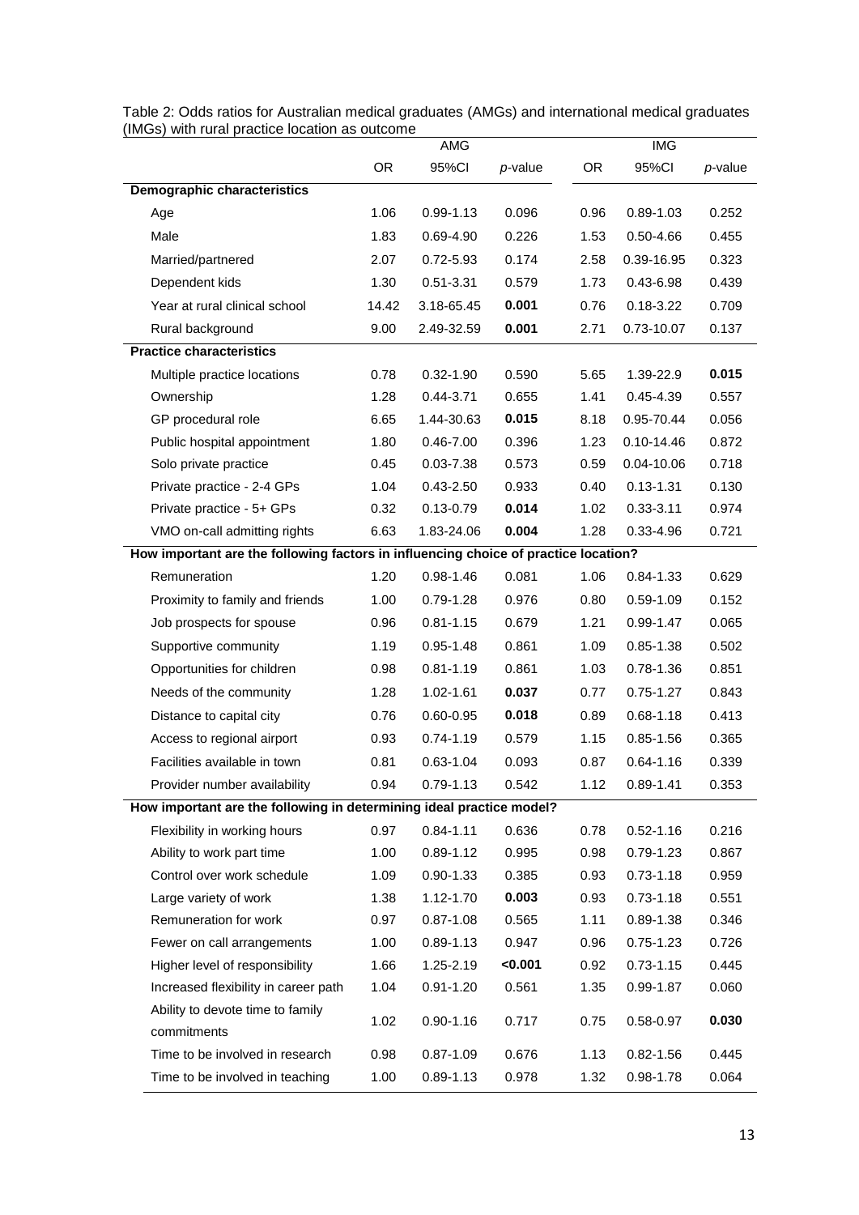Table 2: Odds ratios for Australian medical graduates (AMGs) and international medical graduates (IMGs) with rural practice location as outcome

| | AMG | | | IMG | | |
|---|---|---|---|---|---|---|
| | OR | 95%CI | *p*-value | OR | 95%CI | *p*-value |
| **Demographic characteristics** | | | | | | |
| Age | 1.06 | 0.99-1.13 | 0.096 | 0.96 | 0.89-1.03 | 0.252 |
| Male | 1.83 | 0.69-4.90 | 0.226 | 1.53 | 0.50-4.66 | 0.455 |
| Married/partnered | 2.07 | 0.72-5.93 | 0.174 | 2.58 | 0.39-16.95 | 0.323 |
| Dependent kids | 1.30 | 0.51-3.31 | 0.579 | 1.73 | 0.43-6.98 | 0.439 |
| Year at rural clinical school | 14.42 | 3.18-65.45 | **0.001** | 0.76 | 0.18-3.22 | 0.709 |
| Rural background | 9.00 | 2.49-32.59 | **0.001** | 2.71 | 0.73-10.07 | 0.137 |
| **Practice characteristics** | | | | | | |
| Multiple practice locations | 0.78 | 0.32-1.90 | 0.590 | 5.65 | 1.39-22.9 | **0.015** |
| Ownership | 1.28 | 0.44-3.71 | 0.655 | 1.41 | 0.45-4.39 | 0.557 |
| GP procedural role | 6.65 | 1.44-30.63 | **0.015** | 8.18 | 0.95-70.44 | 0.056 |
| Public hospital appointment | 1.80 | 0.46-7.00 | 0.396 | 1.23 | 0.10-14.46 | 0.872 |
| Solo private practice | 0.45 | 0.03-7.38 | 0.573 | 0.59 | 0.04-10.06 | 0.718 |
| Private practice - 2-4 GPs | 1.04 | 0.43-2.50 | 0.933 | 0.40 | 0.13-1.31 | 0.130 |
| Private practice - 5+ GPs | 0.32 | 0.13-0.79 | **0.014** | 1.02 | 0.33-3.11 | 0.974 |
| VMO on-call admitting rights | 6.63 | 1.83-24.06 | **0.004** | 1.28 | 0.33-4.96 | 0.721 |
| **How important are the following factors in influencing choice of practice location?** | | | | | | |
| Remuneration | 1.20 | 0.98-1.46 | 0.081 | 1.06 | 0.84-1.33 | 0.629 |
| Proximity to family and friends | 1.00 | 0.79-1.28 | 0.976 | 0.80 | 0.59-1.09 | 0.152 |
| Job prospects for spouse | 0.96 | 0.81-1.15 | 0.679 | 1.21 | 0.99-1.47 | 0.065 |
| Supportive community | 1.19 | 0.95-1.48 | 0.861 | 1.09 | 0.85-1.38 | 0.502 |
| Opportunities for children | 0.98 | 0.81-1.19 | 0.861 | 1.03 | 0.78-1.36 | 0.851 |
| Needs of the community | 1.28 | 1.02-1.61 | **0.037** | 0.77 | 0.75-1.27 | 0.843 |
| Distance to capital city | 0.76 | 0.60-0.95 | **0.018** | 0.89 | 0.68-1.18 | 0.413 |
| Access to regional airport | 0.93 | 0.74-1.19 | 0.579 | 1.15 | 0.85-1.56 | 0.365 |
| Facilities available in town | 0.81 | 0.63-1.04 | 0.093 | 0.87 | 0.64-1.16 | 0.339 |
| Provider number availability | 0.94 | 0.79-1.13 | 0.542 | 1.12 | 0.89-1.41 | 0.353 |
| **How important are the following in determining ideal practice model?** | | | | | | |
| Flexibility in working hours | 0.97 | 0.84-1.11 | 0.636 | 0.78 | 0.52-1.16 | 0.216 |
| Ability to work part time | 1.00 | 0.89-1.12 | 0.995 | 0.98 | 0.79-1.23 | 0.867 |
| Control over work schedule | 1.09 | 0.90-1.33 | 0.385 | 0.93 | 0.73-1.18 | 0.959 |
| Large variety of work | 1.38 | 1.12-1.70 | **0.003** | 0.93 | 0.73-1.18 | 0.551 |
| Remuneration for work | 0.97 | 0.87-1.08 | 0.565 | 1.11 | 0.89-1.38 | 0.346 |
| Fewer on call arrangements | 1.00 | 0.89-1.13 | 0.947 | 0.96 | 0.75-1.23 | 0.726 |
| Higher level of responsibility | 1.66 | 1.25-2.19 | **<0.001** | 0.92 | 0.73-1.15 | 0.445 |
| Increased flexibility in career path | 1.04 | 0.91-1.20 | 0.561 | 1.35 | 0.99-1.87 | 0.060 |
| Ability to devote time to family commitments | 1.02 | 0.90-1.16 | 0.717 | 0.75 | 0.58-0.97 | **0.030** |
| Time to be involved in research | 0.98 | 0.87-1.09 | 0.676 | 1.13 | 0.82-1.56 | 0.445 |
| Time to be involved in teaching | 1.00 | 0.89-1.13 | 0.978 | 1.32 | 0.98-1.78 | 0.064 |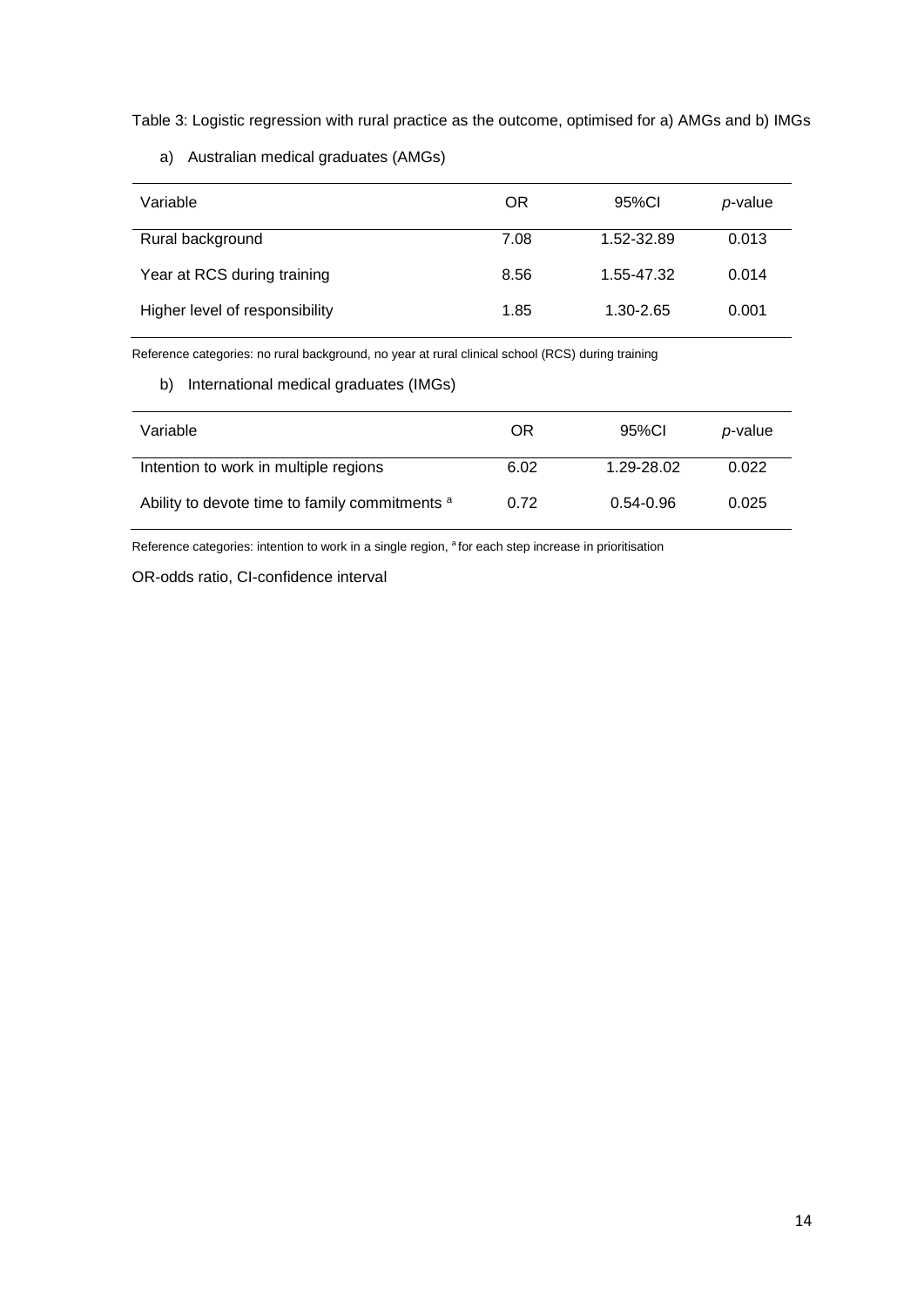Table 3: Logistic regression with rural practice as the outcome, optimised for a) AMGs and b) IMGs

a) Australian medical graduates (AMGs)

| Variable | OR | 95%CI | *p*-value |
|---|---|---|---|
| Rural background | 7.08 | 1.52-32.89 | 0.013 |
| Year at RCS during training | 8.56 | 1.55-47.32 | 0.014 |
| Higher level of responsibility | 1.85 | 1.30-2.65 | 0.001 |

Reference categories: no rural background, no year at rural clinical school (RCS) during training

b) International medical graduates (IMGs)

| Variable | OR | 95%CI | *p*-value |
|---|---|---|---|
| Intention to work in multiple regions | 6.02 | 1.29-28.02 | 0.022 |
| Ability to devote time to family commitments [a] | 0.72 | 0.54-0.96 | 0.025 |

Reference categories: intention to work in a single region, [a] for each step increase in prioritisation

OR-odds ratio, CI-confidence interval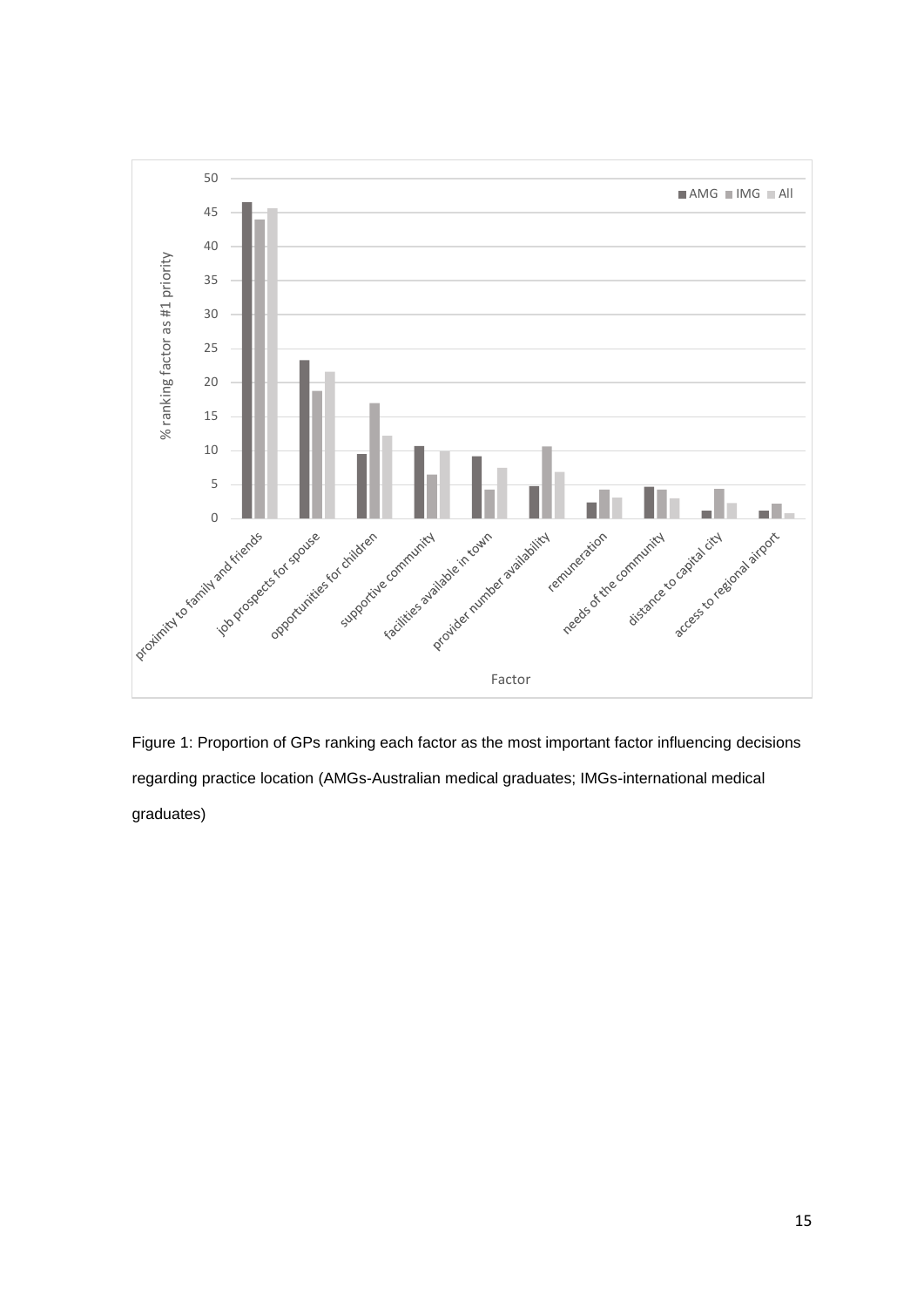50
45
40
35
30
25
20
15
10
5
0

% ranking factor as #1 priority

AMG IMG All

proximity to family and friends
job prospects for spouse
opportunities for children
supportive community
facilities available in town
provider number availability
remuneration
needs of the community
distance to capital city
access to regional airport

Factor

Figure 1: Proportion of GPs ranking each factor as the most important factor influencing decisions regarding practice location (AMGs-Australian medical graduates; IMGs-international medical graduates)